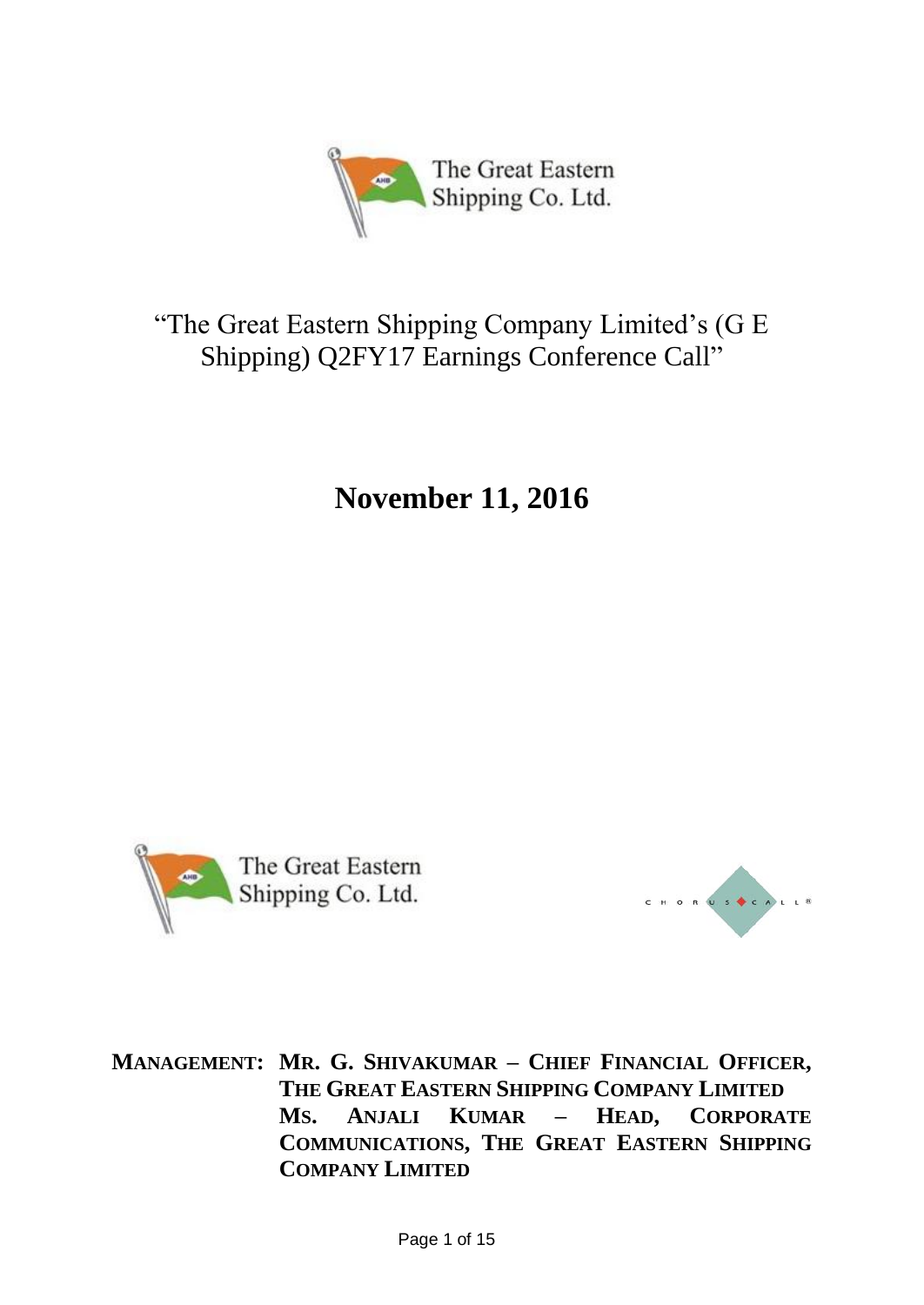# "The Great Eastern Shipping Company Limited's (G E Shipping) Q2FY17 Earnings Conference Call"

## November 11, 2016

**MANAGEMENT: MR. G. SHIVAKUMAR – CHIEF FINANCIAL OFFICER, THE GREAT EASTERN SHIPPING COMPANY LIMITED**
**MS. ANJALI KUMAR – HEAD, CORPORATE COMMUNICATIONS, THE GREAT EASTERN SHIPPING COMPANY LIMITED**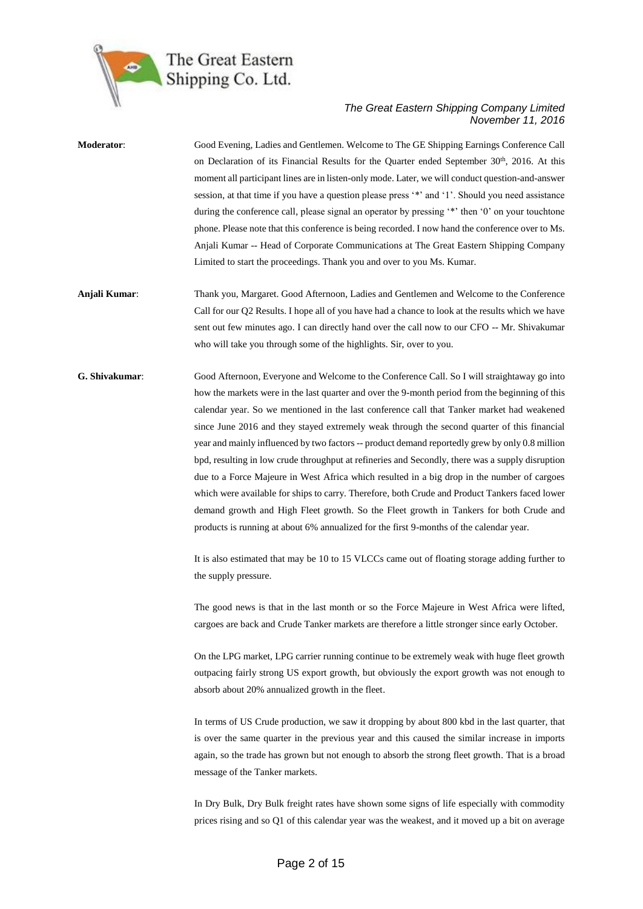**Moderator**: Good Evening, Ladies and Gentlemen. Welcome to The GE Shipping Earnings Conference Call on Declaration of its Financial Results for the Quarter ended September 30th, 2016. At this moment all participant lines are in listen-only mode. Later, we will conduct question-and-answer session, at that time if you have a question please press '*' and '1'. Should you need assistance during the conference call, please signal an operator by pressing '*' then '0' on your touchtone phone. Please note that this conference is being recorded. I now hand the conference over to Ms. Anjali Kumar -- Head of Corporate Communications at The Great Eastern Shipping Company Limited to start the proceedings. Thank you and over to you Ms. Kumar.

**Anjali Kumar**: Thank you, Margaret. Good Afternoon, Ladies and Gentlemen and Welcome to the Conference Call for our Q2 Results. I hope all of you have had a chance to look at the results which we have sent out few minutes ago. I can directly hand over the call now to our CFO -- Mr. Shivakumar who will take you through some of the highlights. Sir, over to you.

**G. Shivakumar**: Good Afternoon, Everyone and Welcome to the Conference Call. So I will straightaway go into how the markets were in the last quarter and over the 9-month period from the beginning of this calendar year. So we mentioned in the last conference call that Tanker market had weakened since June 2016 and they stayed extremely weak through the second quarter of this financial year and mainly influenced by two factors -- product demand reportedly grew by only 0.8 million bpd, resulting in low crude throughput at refineries and Secondly, there was a supply disruption due to a Force Majeure in West Africa which resulted in a big drop in the number of cargoes which were available for ships to carry. Therefore, both Crude and Product Tankers faced lower demand growth and High Fleet growth. So the Fleet growth in Tankers for both Crude and products is running at about 6% annualized for the first 9-months of the calendar year.

It is also estimated that may be 10 to 15 VLCCs came out of floating storage adding further to the supply pressure.

The good news is that in the last month or so the Force Majeure in West Africa were lifted, cargoes are back and Crude Tanker markets are therefore a little stronger since early October.

On the LPG market, LPG carrier running continue to be extremely weak with huge fleet growth outpacing fairly strong US export growth, but obviously the export growth was not enough to absorb about 20% annualized growth in the fleet.

In terms of US Crude production, we saw it dropping by about 800 kbd in the last quarter, that is over the same quarter in the previous year and this caused the similar increase in imports again, so the trade has grown but not enough to absorb the strong fleet growth. That is a broad message of the Tanker markets.

In Dry Bulk, Dry Bulk freight rates have shown some signs of life especially with commodity prices rising and so Q1 of this calendar year was the weakest, and it moved up a bit on average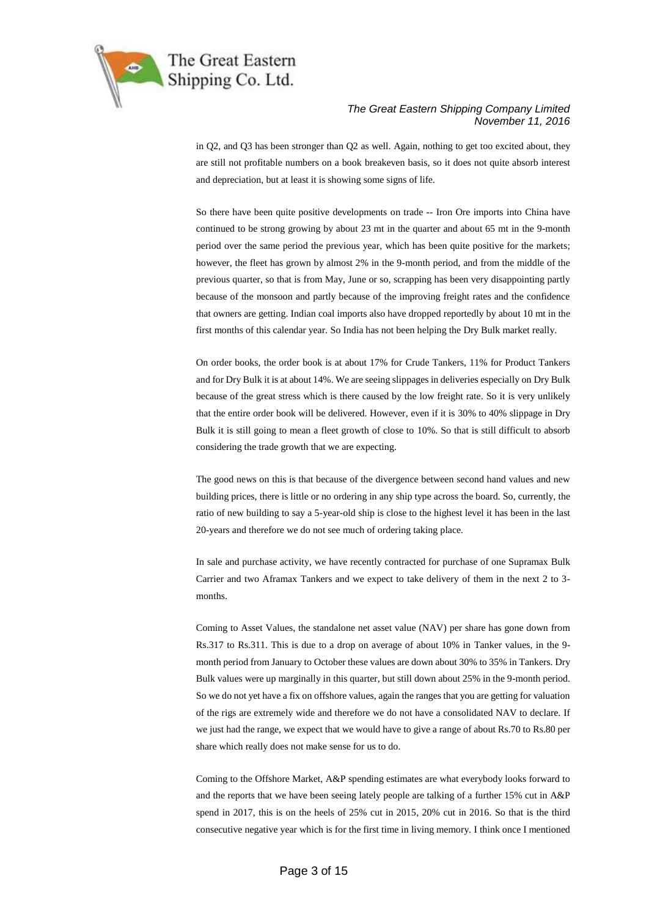in Q2, and Q3 has been stronger than Q2 as well. Again, nothing to get too excited about, they are still not profitable numbers on a book breakeven basis, so it does not quite absorb interest and depreciation, but at least it is showing some signs of life.

So there have been quite positive developments on trade -- Iron Ore imports into China have continued to be strong growing by about 23 mt in the quarter and about 65 mt in the 9-month period over the same period the previous year, which has been quite positive for the markets; however, the fleet has grown by almost 2% in the 9-month period, and from the middle of the previous quarter, so that is from May, June or so, scrapping has been very disappointing partly because of the monsoon and partly because of the improving freight rates and the confidence that owners are getting. Indian coal imports also have dropped reportedly by about 10 mt in the first months of this calendar year. So India has not been helping the Dry Bulk market really.

On order books, the order book is at about 17% for Crude Tankers, 11% for Product Tankers and for Dry Bulk it is at about 14%. We are seeing slippages in deliveries especially on Dry Bulk because of the great stress which is there caused by the low freight rate. So it is very unlikely that the entire order book will be delivered. However, even if it is 30% to 40% slippage in Dry Bulk it is still going to mean a fleet growth of close to 10%. So that is still difficult to absorb considering the trade growth that we are expecting.

The good news on this is that because of the divergence between second hand values and new building prices, there is little or no ordering in any ship type across the board. So, currently, the ratio of new building to say a 5-year-old ship is close to the highest level it has been in the last 20-years and therefore we do not see much of ordering taking place.

In sale and purchase activity, we have recently contracted for purchase of one Supramax Bulk Carrier and two Aframax Tankers and we expect to take delivery of them in the next 2 to 3-months.

Coming to Asset Values, the standalone net asset value (NAV) per share has gone down from Rs.317 to Rs.311. This is due to a drop on average of about 10% in Tanker values, in the 9-month period from January to October these values are down about 30% to 35% in Tankers. Dry Bulk values were up marginally in this quarter, but still down about 25% in the 9-month period. So we do not yet have a fix on offshore values, again the ranges that you are getting for valuation of the rigs are extremely wide and therefore we do not have a consolidated NAV to declare. If we just had the range, we expect that we would have to give a range of about Rs.70 to Rs.80 per share which really does not make sense for us to do.

Coming to the Offshore Market, A&P spending estimates are what everybody looks forward to and the reports that we have been seeing lately people are talking of a further 15% cut in A&P spend in 2017, this is on the heels of 25% cut in 2015, 20% cut in 2016. So that is the third consecutive negative year which is for the first time in living memory. I think once I mentioned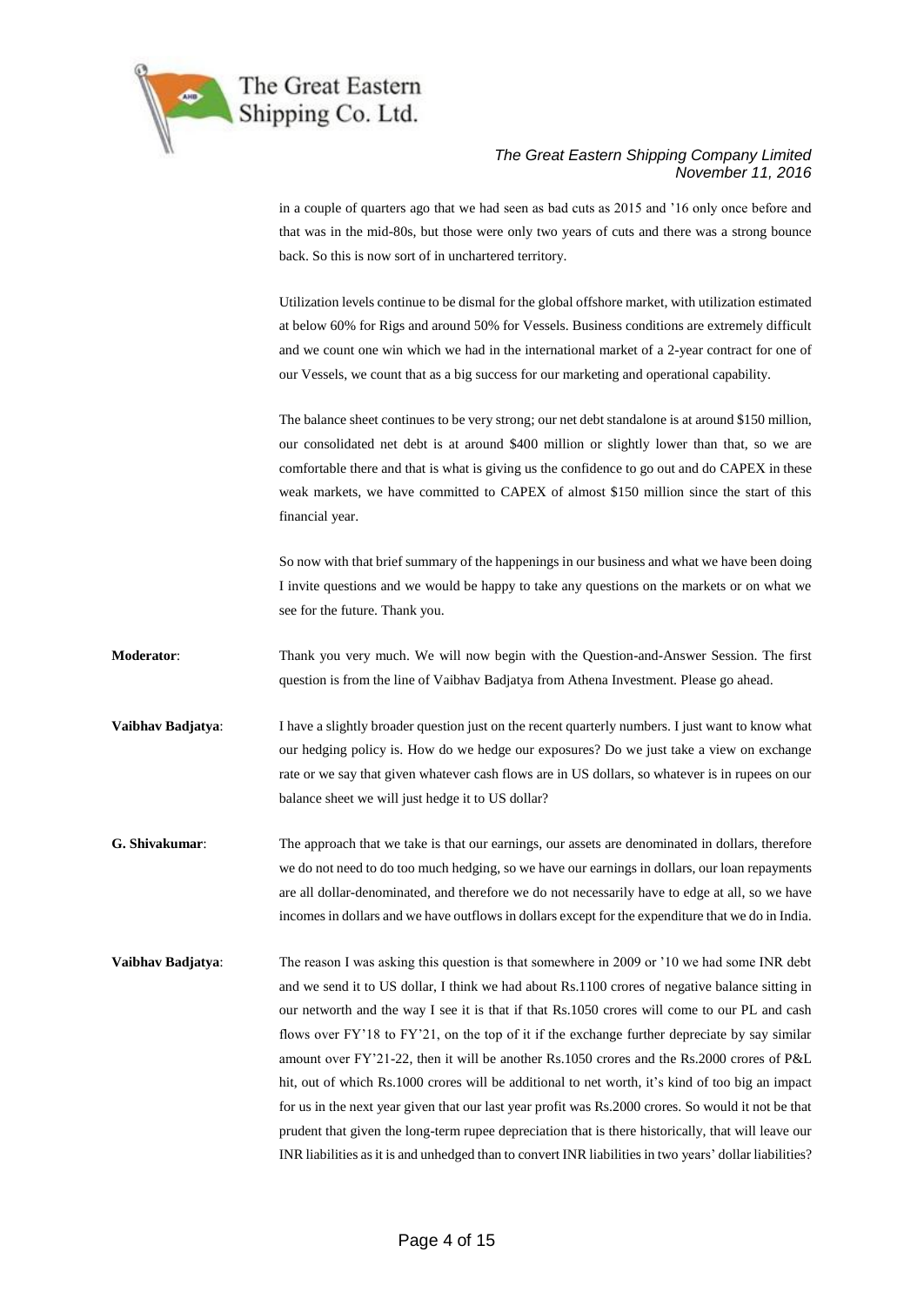in a couple of quarters ago that we had seen as bad cuts as 2015 and '16 only once before and that was in the mid-80s, but those were only two years of cuts and there was a strong bounce back. So this is now sort of in unchartered territory.

Utilization levels continue to be dismal for the global offshore market, with utilization estimated at below 60% for Rigs and around 50% for Vessels. Business conditions are extremely difficult and we count one win which we had in the international market of a 2-year contract for one of our Vessels, we count that as a big success for our marketing and operational capability.

The balance sheet continues to be very strong; our net debt standalone is at around $150 million, our consolidated net debt is at around $400 million or slightly lower than that, so we are comfortable there and that is what is giving us the confidence to go out and do CAPEX in these weak markets, we have committed to CAPEX of almost $150 million since the start of this financial year.

So now with that brief summary of the happenings in our business and what we have been doing I invite questions and we would be happy to take any questions on the markets or on what we see for the future. Thank you.

**Moderator**: Thank you very much. We will now begin with the Question-and-Answer Session. The first question is from the line of Vaibhav Badjatya from Athena Investment. Please go ahead.

**Vaibhav Badjatya**: I have a slightly broader question just on the recent quarterly numbers. I just want to know what our hedging policy is. How do we hedge our exposures? Do we just take a view on exchange rate or we say that given whatever cash flows are in US dollars, so whatever is in rupees on our balance sheet we will just hedge it to US dollar?

**G. Shivakumar**: The approach that we take is that our earnings, our assets are denominated in dollars, therefore we do not need to do too much hedging, so we have our earnings in dollars, our loan repayments are all dollar-denominated, and therefore we do not necessarily have to edge at all, so we have incomes in dollars and we have outflows in dollars except for the expenditure that we do in India.

**Vaibhav Badjatya**: The reason I was asking this question is that somewhere in 2009 or '10 we had some INR debt and we send it to US dollar, I think we had about Rs.1100 crores of negative balance sitting in our networth and the way I see it is that if that Rs.1050 crores will come to our PL and cash flows over FY'18 to FY'21, on the top of it if the exchange further depreciate by say similar amount over FY'21-22, then it will be another Rs.1050 crores and the Rs.2000 crores of P&L hit, out of which Rs.1000 crores will be additional to net worth, it's kind of too big an impact for us in the next year given that our last year profit was Rs.2000 crores. So would it not be that prudent that given the long-term rupee depreciation that is there historically, that will leave our INR liabilities as it is and unhedged than to convert INR liabilities in two years' dollar liabilities?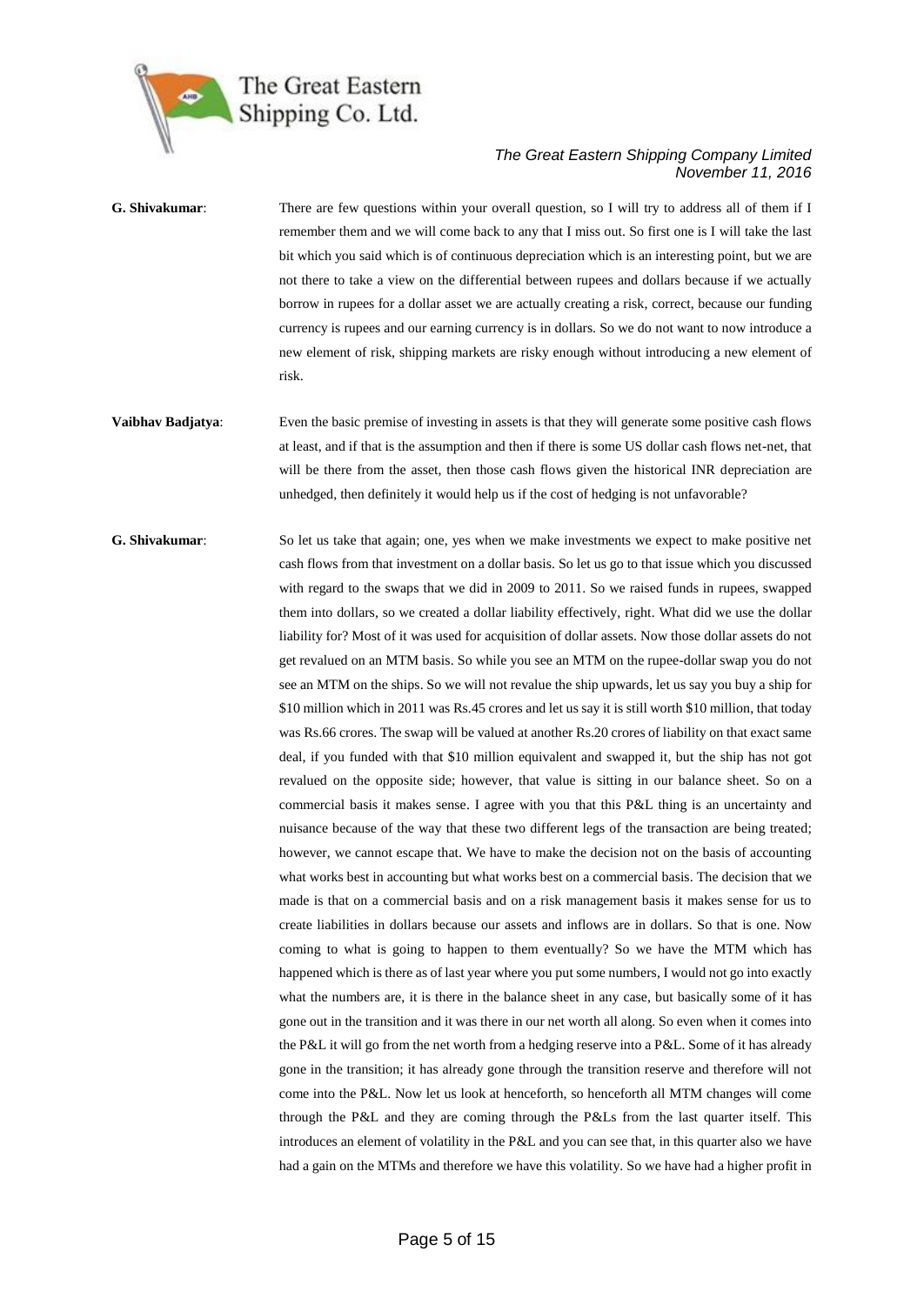**G. Shivakumar**: There are few questions within your overall question, so I will try to address all of them if I remember them and we will come back to any that I miss out. So first one is I will take the last bit which you said which is of continuous depreciation which is an interesting point, but we are not there to take a view on the differential between rupees and dollars because if we actually borrow in rupees for a dollar asset we are actually creating a risk, correct, because our funding currency is rupees and our earning currency is in dollars. So we do not want to now introduce a new element of risk, shipping markets are risky enough without introducing a new element of risk.

**Vaibhav Badjatya**: Even the basic premise of investing in assets is that they will generate some positive cash flows at least, and if that is the assumption and then if there is some US dollar cash flows net-net, that will be there from the asset, then those cash flows given the historical INR depreciation are unhedged, then definitely it would help us if the cost of hedging is not unfavorable?

**G. Shivakumar**: So let us take that again; one, yes when we make investments we expect to make positive net cash flows from that investment on a dollar basis. So let us go to that issue which you discussed with regard to the swaps that we did in 2009 to 2011. So we raised funds in rupees, swapped them into dollars, so we created a dollar liability effectively, right. What did we use the dollar liability for? Most of it was used for acquisition of dollar assets. Now those dollar assets do not get revalued on an MTM basis. So while you see an MTM on the rupee-dollar swap you do not see an MTM on the ships. So we will not revalue the ship upwards, let us say you buy a ship for \$10 million which in 2011 was Rs.45 crores and let us say it is still worth \$10 million, that today was Rs.66 crores. The swap will be valued at another Rs.20 crores of liability on that exact same deal, if you funded with that \$10 million equivalent and swapped it, but the ship has not got revalued on the opposite side; however, that value is sitting in our balance sheet. So on a commercial basis it makes sense. I agree with you that this P&L thing is an uncertainty and nuisance because of the way that these two different legs of the transaction are being treated; however, we cannot escape that. We have to make the decision not on the basis of accounting what works best in accounting but what works best on a commercial basis. The decision that we made is that on a commercial basis and on a risk management basis it makes sense for us to create liabilities in dollars because our assets and inflows are in dollars. So that is one. Now coming to what is going to happen to them eventually? So we have the MTM which has happened which is there as of last year where you put some numbers, I would not go into exactly what the numbers are, it is there in the balance sheet in any case, but basically some of it has gone out in the transition and it was there in our net worth all along. So even when it comes into the P&L it will go from the net worth from a hedging reserve into a P&L. Some of it has already gone in the transition; it has already gone through the transition reserve and therefore will not come into the P&L. Now let us look at henceforth, so henceforth all MTM changes will come through the P&L and they are coming through the P&Ls from the last quarter itself. This introduces an element of volatility in the P&L and you can see that, in this quarter also we have had a gain on the MTMs and therefore we have this volatility. So we have had a higher profit in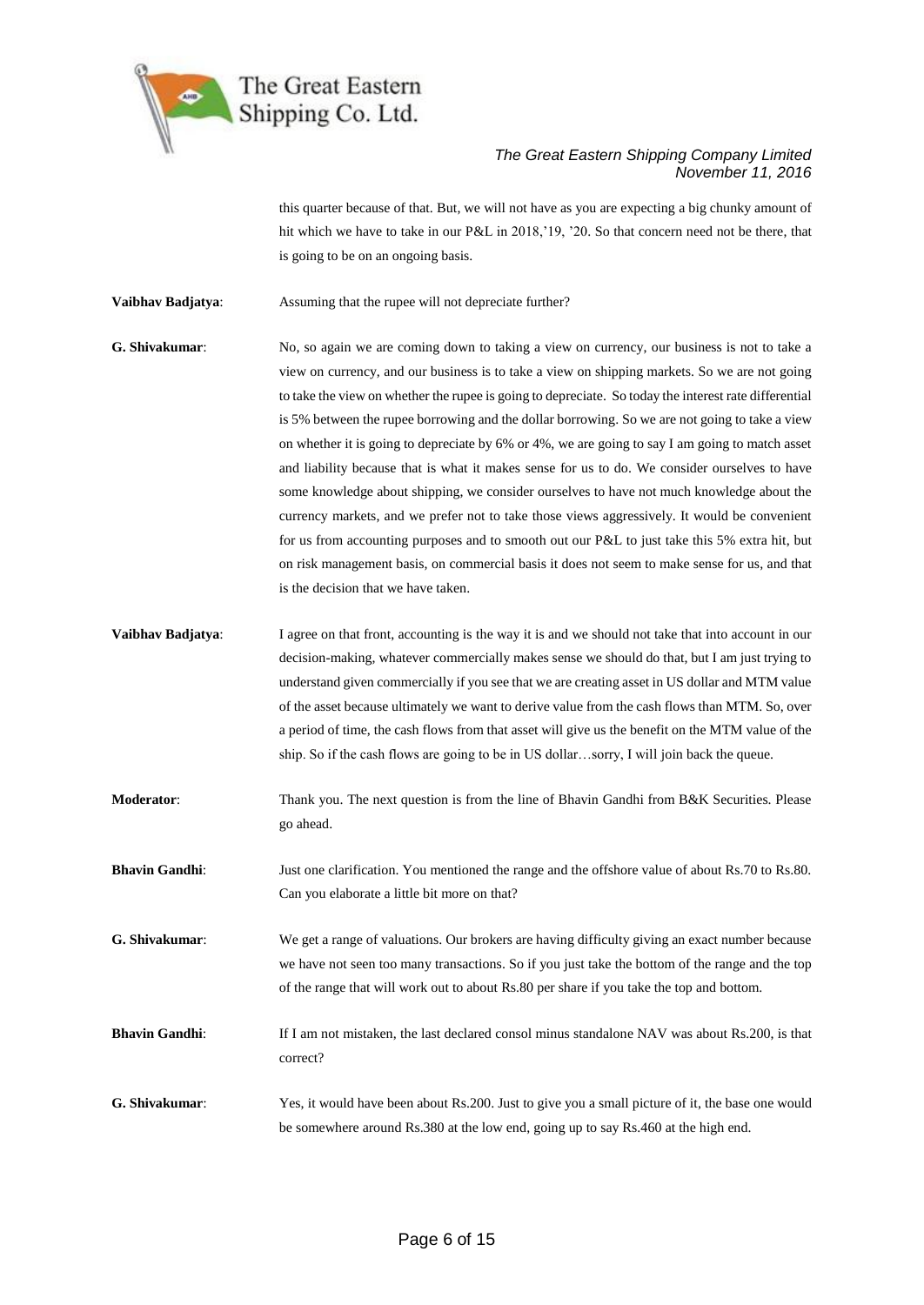this quarter because of that. But, we will not have as you are expecting a big chunky amount of hit which we have to take in our P&L in 2018,'19, '20. So that concern need not be there, that is going to be on an ongoing basis.

**Vaibhav Badjatya**: Assuming that the rupee will not depreciate further?

**G. Shivakumar**: No, so again we are coming down to taking a view on currency, our business is not to take a view on currency, and our business is to take a view on shipping markets. So we are not going to take the view on whether the rupee is going to depreciate. So today the interest rate differential is 5% between the rupee borrowing and the dollar borrowing. So we are not going to take a view on whether it is going to depreciate by 6% or 4%, we are going to say I am going to match asset and liability because that is what it makes sense for us to do. We consider ourselves to have some knowledge about shipping, we consider ourselves to have not much knowledge about the currency markets, and we prefer not to take those views aggressively. It would be convenient for us from accounting purposes and to smooth out our P&L to just take this 5% extra hit, but on risk management basis, on commercial basis it does not seem to make sense for us, and that is the decision that we have taken.

**Vaibhav Badjatya**: I agree on that front, accounting is the way it is and we should not take that into account in our decision-making, whatever commercially makes sense we should do that, but I am just trying to understand given commercially if you see that we are creating asset in US dollar and MTM value of the asset because ultimately we want to derive value from the cash flows than MTM. So, over a period of time, the cash flows from that asset will give us the benefit on the MTM value of the ship. So if the cash flows are going to be in US dollar…sorry, I will join back the queue.

**Moderator**: Thank you. The next question is from the line of Bhavin Gandhi from B&K Securities. Please go ahead.

**Bhavin Gandhi**: Just one clarification. You mentioned the range and the offshore value of about Rs.70 to Rs.80. Can you elaborate a little bit more on that?

**G. Shivakumar**: We get a range of valuations. Our brokers are having difficulty giving an exact number because we have not seen too many transactions. So if you just take the bottom of the range and the top of the range that will work out to about Rs.80 per share if you take the top and bottom.

**Bhavin Gandhi**: If I am not mistaken, the last declared consol minus standalone NAV was about Rs.200, is that correct?

**G. Shivakumar**: Yes, it would have been about Rs.200. Just to give you a small picture of it, the base one would be somewhere around Rs.380 at the low end, going up to say Rs.460 at the high end.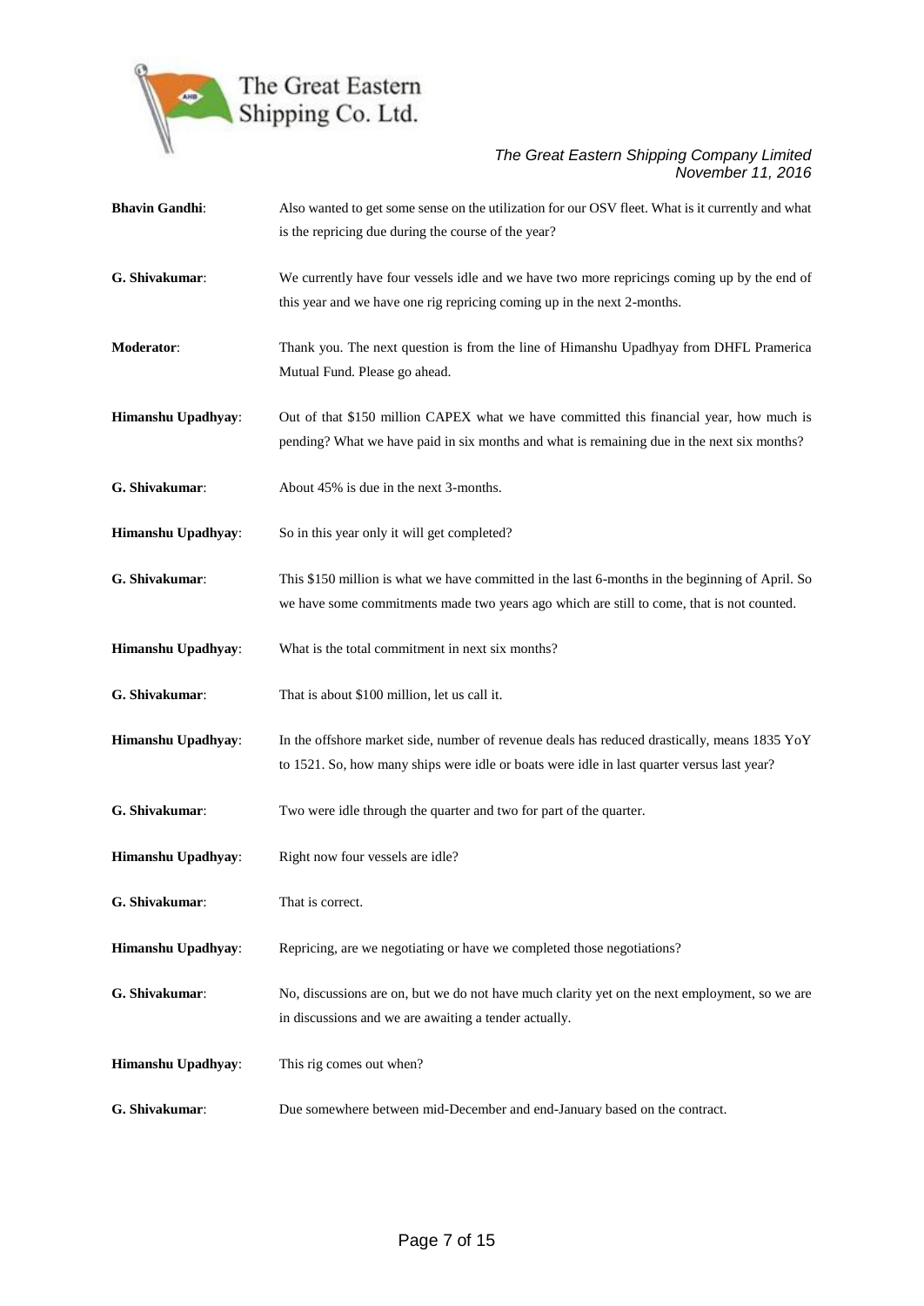**Bhavin Gandhi**: Also wanted to get some sense on the utilization for our OSV fleet. What is it currently and what is the repricing due during the course of the year?

**G. Shivakumar**: We currently have four vessels idle and we have two more repricings coming up by the end of this year and we have one rig repricing coming up in the next 2-months.

**Moderator**: Thank you. The next question is from the line of Himanshu Upadhyay from DHFL Pramerica Mutual Fund. Please go ahead.

**Himanshu Upadhyay**: Out of that $150 million CAPEX what we have committed this financial year, how much is pending? What we have paid in six months and what is remaining due in the next six months?

**G. Shivakumar**: About 45% is due in the next 3-months.

**Himanshu Upadhyay**: So in this year only it will get completed?

**G. Shivakumar**: This $150 million is what we have committed in the last 6-months in the beginning of April. So we have some commitments made two years ago which are still to come, that is not counted.

**Himanshu Upadhyay**: What is the total commitment in next six months?

**G. Shivakumar**: That is about $100 million, let us call it.

**Himanshu Upadhyay**: In the offshore market side, number of revenue deals has reduced drastically, means 1835 YoY to 1521. So, how many ships were idle or boats were idle in last quarter versus last year?

**G. Shivakumar**: Two were idle through the quarter and two for part of the quarter.

**Himanshu Upadhyay**: Right now four vessels are idle?

**G. Shivakumar**: That is correct.

**Himanshu Upadhyay**: Repricing, are we negotiating or have we completed those negotiations?

**G. Shivakumar**: No, discussions are on, but we do not have much clarity yet on the next employment, so we are in discussions and we are awaiting a tender actually.

**Himanshu Upadhyay**: This rig comes out when?

**G. Shivakumar**: Due somewhere between mid-December and end-January based on the contract.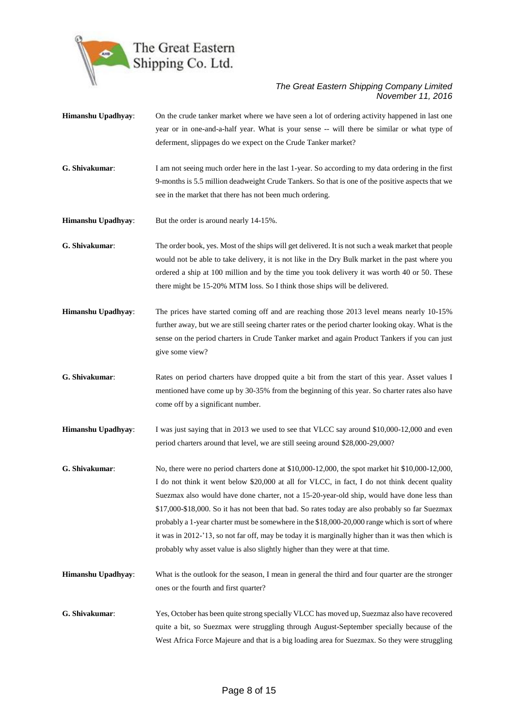**Himanshu Upadhyay**: On the crude tanker market where we have seen a lot of ordering activity happened in last one year or in one-and-a-half year. What is your sense -- will there be similar or what type of deferment, slippages do we expect on the Crude Tanker market?

**G. Shivakumar**: I am not seeing much order here in the last 1-year. So according to my data ordering in the first 9-months is 5.5 million deadweight Crude Tankers. So that is one of the positive aspects that we see in the market that there has not been much ordering.

**Himanshu Upadhyay**: But the order is around nearly 14-15%.

**G. Shivakumar**: The order book, yes. Most of the ships will get delivered. It is not such a weak market that people would not be able to take delivery, it is not like in the Dry Bulk market in the past where you ordered a ship at 100 million and by the time you took delivery it was worth 40 or 50. These there might be 15-20% MTM loss. So I think those ships will be delivered.

**Himanshu Upadhyay**: The prices have started coming off and are reaching those 2013 level means nearly 10-15% further away, but we are still seeing charter rates or the period charter looking okay. What is the sense on the period charters in Crude Tanker market and again Product Tankers if you can just give some view?

**G. Shivakumar**: Rates on period charters have dropped quite a bit from the start of this year. Asset values I mentioned have come up by 30-35% from the beginning of this year. So charter rates also have come off by a significant number.

**Himanshu Upadhyay**: I was just saying that in 2013 we used to see that VLCC say around $10,000-12,000 and even period charters around that level, we are still seeing around $28,000-29,000?

**G. Shivakumar**: No, there were no period charters done at $10,000-12,000, the spot market hit $10,000-12,000, I do not think it went below $20,000 at all for VLCC, in fact, I do not think decent quality Suezmax also would have done charter, not a 15-20-year-old ship, would have done less than $17,000-$18,000. So it has not been that bad. So rates today are also probably so far Suezmax probably a 1-year charter must be somewhere in the $18,000-20,000 range which is sort of where it was in 2012-'13, so not far off, may be today it is marginally higher than it was then which is probably why asset value is also slightly higher than they were at that time.

**Himanshu Upadhyay**: What is the outlook for the season, I mean in general the third and four quarter are the stronger ones or the fourth and first quarter?

**G. Shivakumar**: Yes, October has been quite strong specially VLCC has moved up, Suezmaz also have recovered quite a bit, so Suezmax were struggling through August-September specially because of the West Africa Force Majeure and that is a big loading area for Suezmax. So they were struggling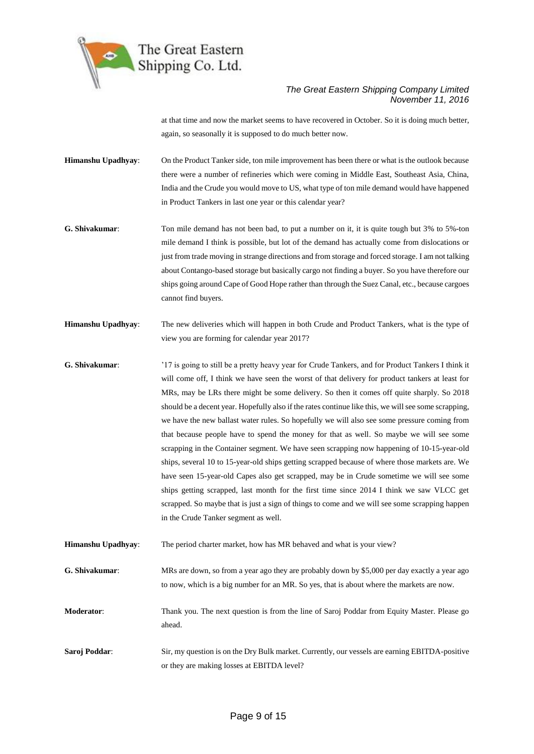at that time and now the market seems to have recovered in October. So it is doing much better, again, so seasonally it is supposed to do much better now.

**Himanshu Upadhyay**: On the Product Tanker side, ton mile improvement has been there or what is the outlook because there were a number of refineries which were coming in Middle East, Southeast Asia, China, India and the Crude you would move to US, what type of ton mile demand would have happened in Product Tankers in last one year or this calendar year?

**G. Shivakumar**: Ton mile demand has not been bad, to put a number on it, it is quite tough but 3% to 5%-ton mile demand I think is possible, but lot of the demand has actually come from dislocations or just from trade moving in strange directions and from storage and forced storage. I am not talking about Contango-based storage but basically cargo not finding a buyer. So you have therefore our ships going around Cape of Good Hope rather than through the Suez Canal, etc., because cargoes cannot find buyers.

**Himanshu Upadhyay**: The new deliveries which will happen in both Crude and Product Tankers, what is the type of view you are forming for calendar year 2017?

**G. Shivakumar**: '17 is going to still be a pretty heavy year for Crude Tankers, and for Product Tankers I think it will come off, I think we have seen the worst of that delivery for product tankers at least for MRs, may be LRs there might be some delivery. So then it comes off quite sharply. So 2018 should be a decent year. Hopefully also if the rates continue like this, we will see some scrapping, we have the new ballast water rules. So hopefully we will also see some pressure coming from that because people have to spend the money for that as well. So maybe we will see some scrapping in the Container segment. We have seen scrapping now happening of 10-15-year-old ships, several 10 to 15-year-old ships getting scrapped because of where those markets are. We have seen 15-year-old Capes also get scrapped, may be in Crude sometime we will see some ships getting scrapped, last month for the first time since 2014 I think we saw VLCC get scrapped. So maybe that is just a sign of things to come and we will see some scrapping happen in the Crude Tanker segment as well.

**Himanshu Upadhyay**: The period charter market, how has MR behaved and what is your view?

**G. Shivakumar**: MRs are down, so from a year ago they are probably down by $5,000 per day exactly a year ago to now, which is a big number for an MR. So yes, that is about where the markets are now.

**Moderator**: Thank you. The next question is from the line of Saroj Poddar from Equity Master. Please go ahead.

**Saroj Poddar**: Sir, my question is on the Dry Bulk market. Currently, our vessels are earning EBITDA-positive or they are making losses at EBITDA level?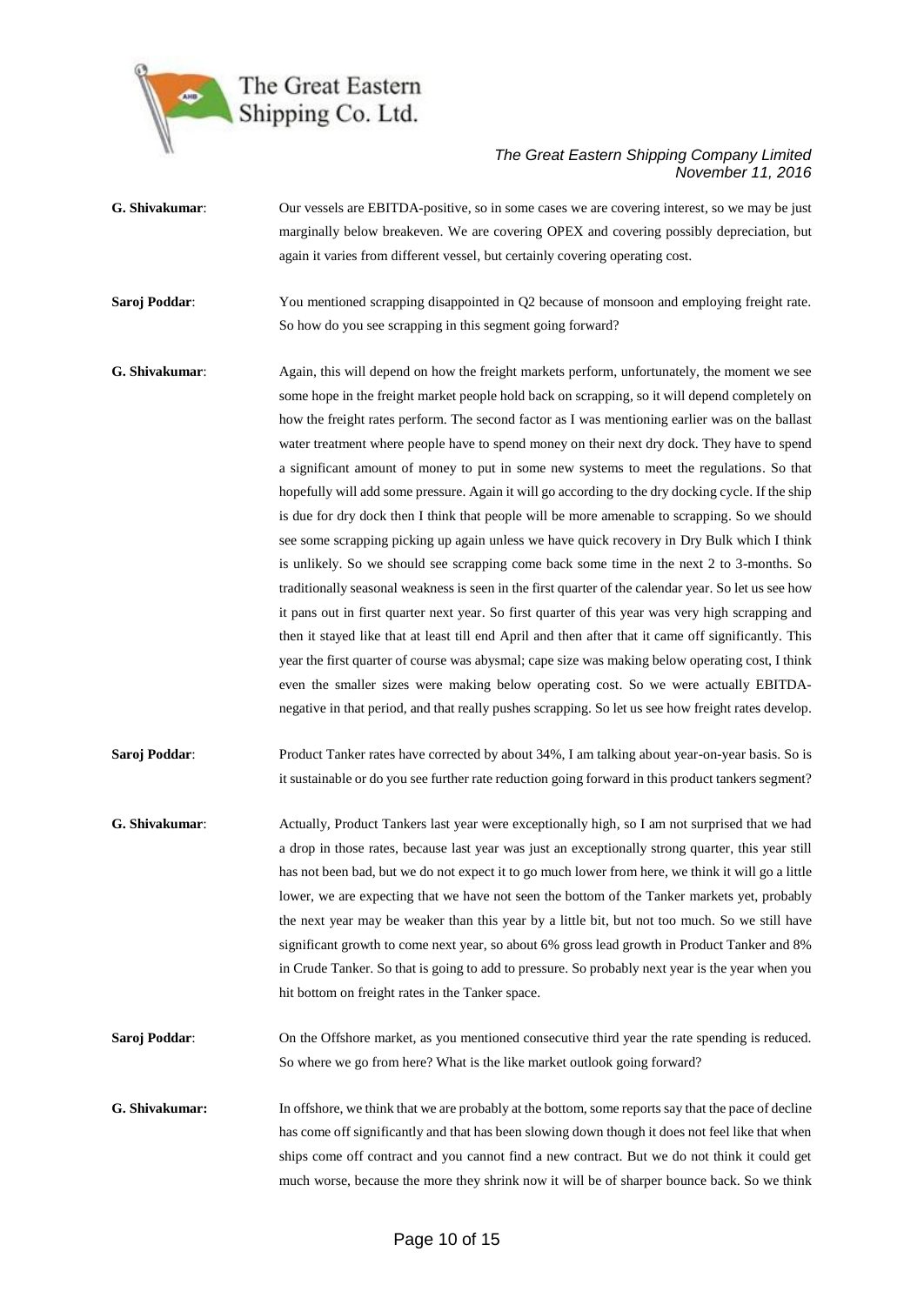**G. Shivakumar**: Our vessels are EBITDA-positive, so in some cases we are covering interest, so we may be just marginally below breakeven. We are covering OPEX and covering possibly depreciation, but again it varies from different vessel, but certainly covering operating cost.

**Saroj Poddar**: You mentioned scrapping disappointed in Q2 because of monsoon and employing freight rate. So how do you see scrapping in this segment going forward?

**G. Shivakumar**: Again, this will depend on how the freight markets perform, unfortunately, the moment we see some hope in the freight market people hold back on scrapping, so it will depend completely on how the freight rates perform. The second factor as I was mentioning earlier was on the ballast water treatment where people have to spend money on their next dry dock. They have to spend a significant amount of money to put in some new systems to meet the regulations. So that hopefully will add some pressure. Again it will go according to the dry docking cycle. If the ship is due for dry dock then I think that people will be more amenable to scrapping. So we should see some scrapping picking up again unless we have quick recovery in Dry Bulk which I think is unlikely. So we should see scrapping come back some time in the next 2 to 3-months. So traditionally seasonal weakness is seen in the first quarter of the calendar year. So let us see how it pans out in first quarter next year. So first quarter of this year was very high scrapping and then it stayed like that at least till end April and then after that it came off significantly. This year the first quarter of course was abysmal; cape size was making below operating cost, I think even the smaller sizes were making below operating cost. So we were actually EBITDA-negative in that period, and that really pushes scrapping. So let us see how freight rates develop.

**Saroj Poddar**: Product Tanker rates have corrected by about 34%, I am talking about year-on-year basis. So is it sustainable or do you see further rate reduction going forward in this product tankers segment?

**G. Shivakumar**: Actually, Product Tankers last year were exceptionally high, so I am not surprised that we had a drop in those rates, because last year was just an exceptionally strong quarter, this year still has not been bad, but we do not expect it to go much lower from here, we think it will go a little lower, we are expecting that we have not seen the bottom of the Tanker markets yet, probably the next year may be weaker than this year by a little bit, but not too much. So we still have significant growth to come next year, so about 6% gross lead growth in Product Tanker and 8% in Crude Tanker. So that is going to add to pressure. So probably next year is the year when you hit bottom on freight rates in the Tanker space.

**Saroj Poddar**: On the Offshore market, as you mentioned consecutive third year the rate spending is reduced. So where we go from here? What is the like market outlook going forward?

**G. Shivakumar:** In offshore, we think that we are probably at the bottom, some reports say that the pace of decline has come off significantly and that has been slowing down though it does not feel like that when ships come off contract and you cannot find a new contract. But we do not think it could get much worse, because the more they shrink now it will be of sharper bounce back. So we think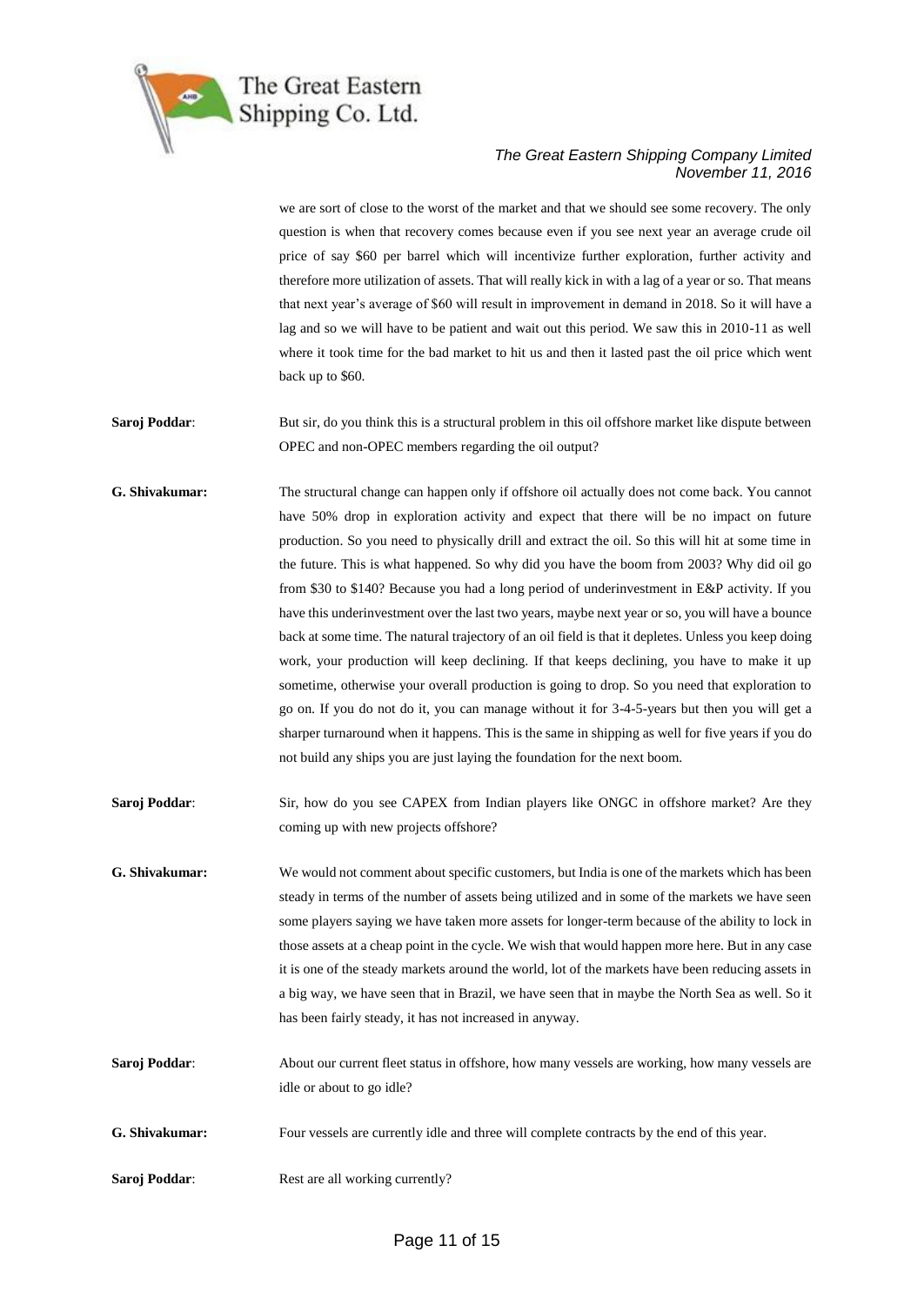we are sort of close to the worst of the market and that we should see some recovery. The only question is when that recovery comes because even if you see next year an average crude oil price of say \$60 per barrel which will incentivize further exploration, further activity and therefore more utilization of assets. That will really kick in with a lag of a year or so. That means that next year's average of \$60 will result in improvement in demand in 2018. So it will have a lag and so we will have to be patient and wait out this period. We saw this in 2010-11 as well where it took time for the bad market to hit us and then it lasted past the oil price which went back up to \$60.

**Saroj Poddar**: But sir, do you think this is a structural problem in this oil offshore market like dispute between OPEC and non-OPEC members regarding the oil output?

**G. Shivakumar:** The structural change can happen only if offshore oil actually does not come back. You cannot have 50% drop in exploration activity and expect that there will be no impact on future production. So you need to physically drill and extract the oil. So this will hit at some time in the future. This is what happened. So why did you have the boom from 2003? Why did oil go from \$30 to \$140? Because you had a long period of underinvestment in E&P activity. If you have this underinvestment over the last two years, maybe next year or so, you will have a bounce back at some time. The natural trajectory of an oil field is that it depletes. Unless you keep doing work, your production will keep declining. If that keeps declining, you have to make it up sometime, otherwise your overall production is going to drop. So you need that exploration to go on. If you do not do it, you can manage without it for 3-4-5-years but then you will get a sharper turnaround when it happens. This is the same in shipping as well for five years if you do not build any ships you are just laying the foundation for the next boom.

**Saroj Poddar**: Sir, how do you see CAPEX from Indian players like ONGC in offshore market? Are they coming up with new projects offshore?

**G. Shivakumar:** We would not comment about specific customers, but India is one of the markets which has been steady in terms of the number of assets being utilized and in some of the markets we have seen some players saying we have taken more assets for longer-term because of the ability to lock in those assets at a cheap point in the cycle. We wish that would happen more here. But in any case it is one of the steady markets around the world, lot of the markets have been reducing assets in a big way, we have seen that in Brazil, we have seen that in maybe the North Sea as well. So it has been fairly steady, it has not increased in anyway.

**Saroj Poddar**: About our current fleet status in offshore, how many vessels are working, how many vessels are idle or about to go idle?

**G. Shivakumar:** Four vessels are currently idle and three will complete contracts by the end of this year.

**Saroj Poddar**: Rest are all working currently?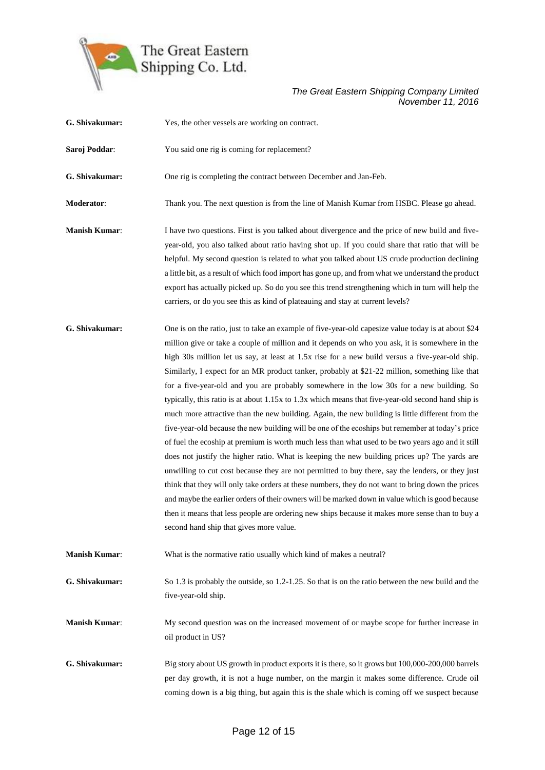**G. Shivakumar:** Yes, the other vessels are working on contract.

**Saroj Poddar**: You said one rig is coming for replacement?

**G. Shivakumar:** One rig is completing the contract between December and Jan-Feb.

**Moderator**: Thank you. The next question is from the line of Manish Kumar from HSBC. Please go ahead.

**Manish Kumar**: I have two questions. First is you talked about divergence and the price of new build and five-year-old, you also talked about ratio having shot up. If you could share that ratio that will be helpful. My second question is related to what you talked about US crude production declining a little bit, as a result of which food import has gone up, and from what we understand the product export has actually picked up. So do you see this trend strengthening which in turn will help the carriers, or do you see this as kind of plateauing and stay at current levels?

**G. Shivakumar:** One is on the ratio, just to take an example of five-year-old capesize value today is at about $24 million give or take a couple of million and it depends on who you ask, it is somewhere in the high 30s million let us say, at least at 1.5x rise for a new build versus a five-year-old ship. Similarly, I expect for an MR product tanker, probably at $21-22 million, something like that for a five-year-old and you are probably somewhere in the low 30s for a new building. So typically, this ratio is at about 1.15x to 1.3x which means that five-year-old second hand ship is much more attractive than the new building. Again, the new building is little different from the five-year-old because the new building will be one of the ecoships but remember at today's price of fuel the ecoship at premium is worth much less than what used to be two years ago and it still does not justify the higher ratio. What is keeping the new building prices up? The yards are unwilling to cut cost because they are not permitted to buy there, say the lenders, or they just think that they will only take orders at these numbers, they do not want to bring down the prices and maybe the earlier orders of their owners will be marked down in value which is good because then it means that less people are ordering new ships because it makes more sense than to buy a second hand ship that gives more value.

**Manish Kumar**: What is the normative ratio usually which kind of makes a neutral?

**G. Shivakumar:** So 1.3 is probably the outside, so 1.2-1.25. So that is on the ratio between the new build and the five-year-old ship.

**Manish Kumar**: My second question was on the increased movement of or maybe scope for further increase in oil product in US?

**G. Shivakumar:** Big story about US growth in product exports it is there, so it grows but 100,000-200,000 barrels per day growth, it is not a huge number, on the margin it makes some difference. Crude oil coming down is a big thing, but again this is the shale which is coming off we suspect because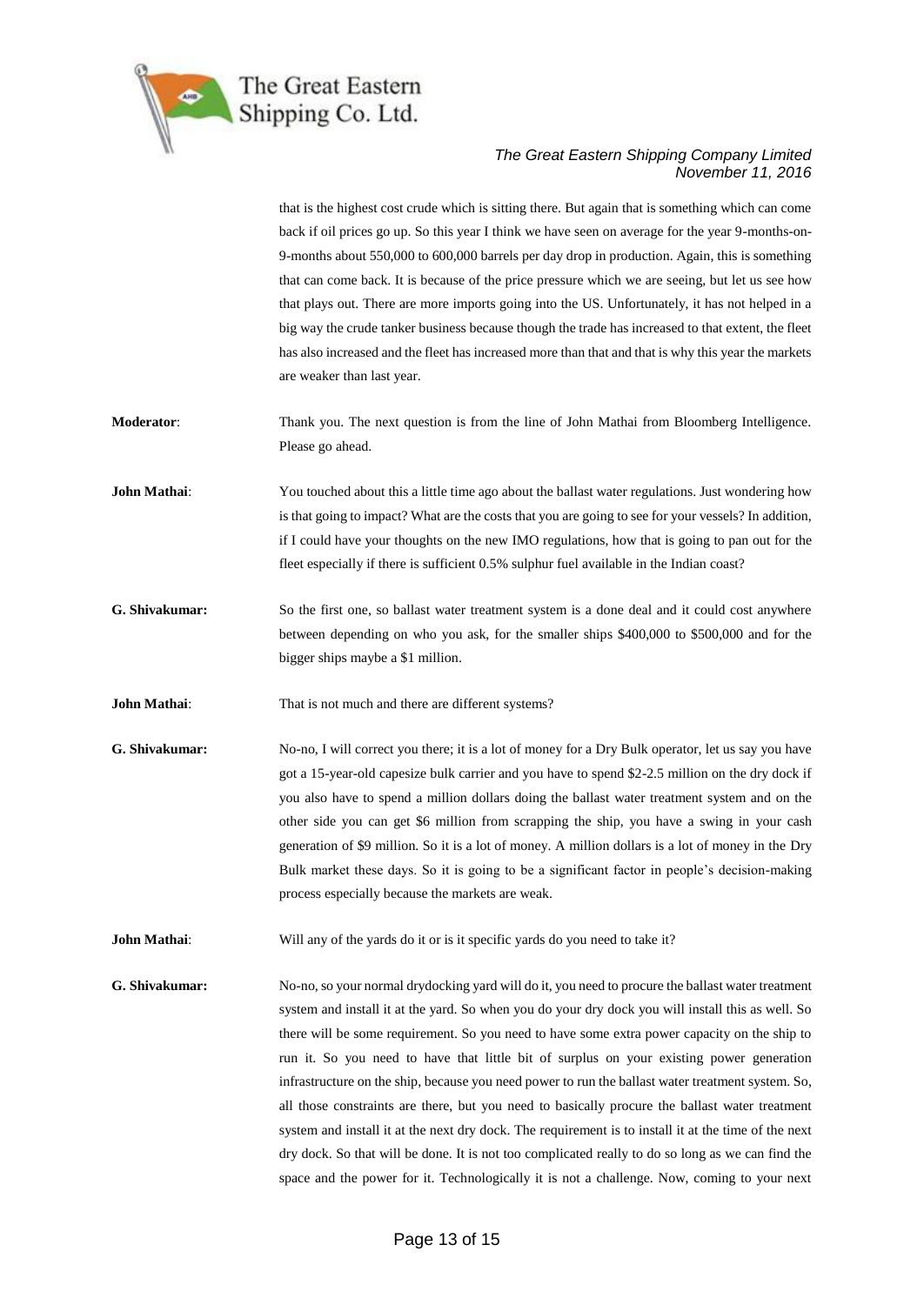that is the highest cost crude which is sitting there. But again that is something which can come back if oil prices go up. So this year I think we have seen on average for the year 9-months-on-9-months about 550,000 to 600,000 barrels per day drop in production. Again, this is something that can come back. It is because of the price pressure which we are seeing, but let us see how that plays out. There are more imports going into the US. Unfortunately, it has not helped in a big way the crude tanker business because though the trade has increased to that extent, the fleet has also increased and the fleet has increased more than that and that is why this year the markets are weaker than last year.

**Moderator**: Thank you. The next question is from the line of John Mathai from Bloomberg Intelligence. Please go ahead.

**John Mathai**: You touched about this a little time ago about the ballast water regulations. Just wondering how is that going to impact? What are the costs that you are going to see for your vessels? In addition, if I could have your thoughts on the new IMO regulations, how that is going to pan out for the fleet especially if there is sufficient 0.5% sulphur fuel available in the Indian coast?

**G. Shivakumar:** So the first one, so ballast water treatment system is a done deal and it could cost anywhere between depending on who you ask, for the smaller ships $400,000 to $500,000 and for the bigger ships maybe a $1 million.

**John Mathai**: That is not much and there are different systems?

**G. Shivakumar:** No-no, I will correct you there; it is a lot of money for a Dry Bulk operator, let us say you have got a 15-year-old capesize bulk carrier and you have to spend $2-2.5 million on the dry dock if you also have to spend a million dollars doing the ballast water treatment system and on the other side you can get $6 million from scrapping the ship, you have a swing in your cash generation of $9 million. So it is a lot of money. A million dollars is a lot of money in the Dry Bulk market these days. So it is going to be a significant factor in people's decision-making process especially because the markets are weak.

**John Mathai**: Will any of the yards do it or is it specific yards do you need to take it?

**G. Shivakumar:** No-no, so your normal drydocking yard will do it, you need to procure the ballast water treatment system and install it at the yard. So when you do your dry dock you will install this as well. So there will be some requirement. So you need to have some extra power capacity on the ship to run it. So you need to have that little bit of surplus on your existing power generation infrastructure on the ship, because you need power to run the ballast water treatment system. So, all those constraints are there, but you need to basically procure the ballast water treatment system and install it at the next dry dock. The requirement is to install it at the time of the next dry dock. So that will be done. It is not too complicated really to do so long as we can find the space and the power for it. Technologically it is not a challenge. Now, coming to your next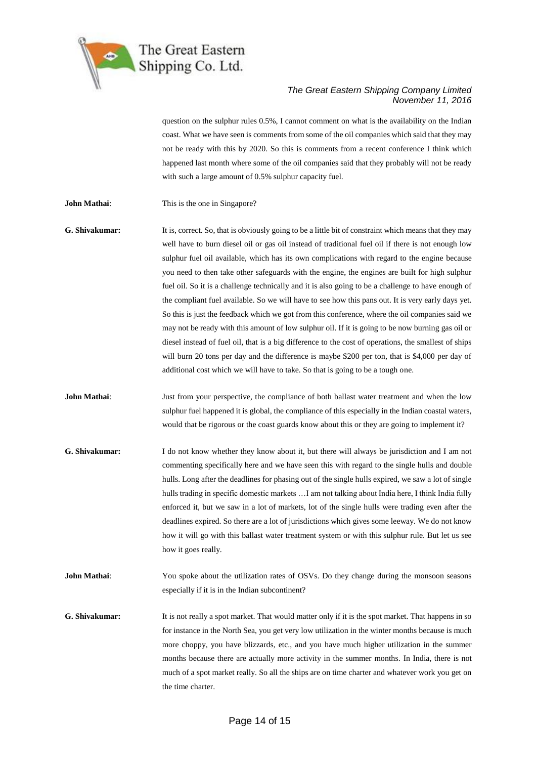question on the sulphur rules 0.5%, I cannot comment on what is the availability on the Indian coast. What we have seen is comments from some of the oil companies which said that they may not be ready with this by 2020. So this is comments from a recent conference I think which happened last month where some of the oil companies said that they probably will not be ready with such a large amount of 0.5% sulphur capacity fuel.

**John Mathai**: This is the one in Singapore?

**G. Shivakumar:** It is, correct. So, that is obviously going to be a little bit of constraint which means that they may well have to burn diesel oil or gas oil instead of traditional fuel oil if there is not enough low sulphur fuel oil available, which has its own complications with regard to the engine because you need to then take other safeguards with the engine, the engines are built for high sulphur fuel oil. So it is a challenge technically and it is also going to be a challenge to have enough of the compliant fuel available. So we will have to see how this pans out. It is very early days yet. So this is just the feedback which we got from this conference, where the oil companies said we may not be ready with this amount of low sulphur oil. If it is going to be now burning gas oil or diesel instead of fuel oil, that is a big difference to the cost of operations, the smallest of ships will burn 20 tons per day and the difference is maybe $200 per ton, that is $4,000 per day of additional cost which we will have to take. So that is going to be a tough one.

**John Mathai**: Just from your perspective, the compliance of both ballast water treatment and when the low sulphur fuel happened it is global, the compliance of this especially in the Indian coastal waters, would that be rigorous or the coast guards know about this or they are going to implement it?

**G. Shivakumar:** I do not know whether they know about it, but there will always be jurisdiction and I am not commenting specifically here and we have seen this with regard to the single hulls and double hulls. Long after the deadlines for phasing out of the single hulls expired, we saw a lot of single hulls trading in specific domestic markets …I am not talking about India here, I think India fully enforced it, but we saw in a lot of markets, lot of the single hulls were trading even after the deadlines expired. So there are a lot of jurisdictions which gives some leeway. We do not know how it will go with this ballast water treatment system or with this sulphur rule. But let us see how it goes really.

**John Mathai**: You spoke about the utilization rates of OSVs. Do they change during the monsoon seasons especially if it is in the Indian subcontinent?

**G. Shivakumar:** It is not really a spot market. That would matter only if it is the spot market. That happens in so for instance in the North Sea, you get very low utilization in the winter months because is much more choppy, you have blizzards, etc., and you have much higher utilization in the summer months because there are actually more activity in the summer months. In India, there is not much of a spot market really. So all the ships are on time charter and whatever work you get on the time charter.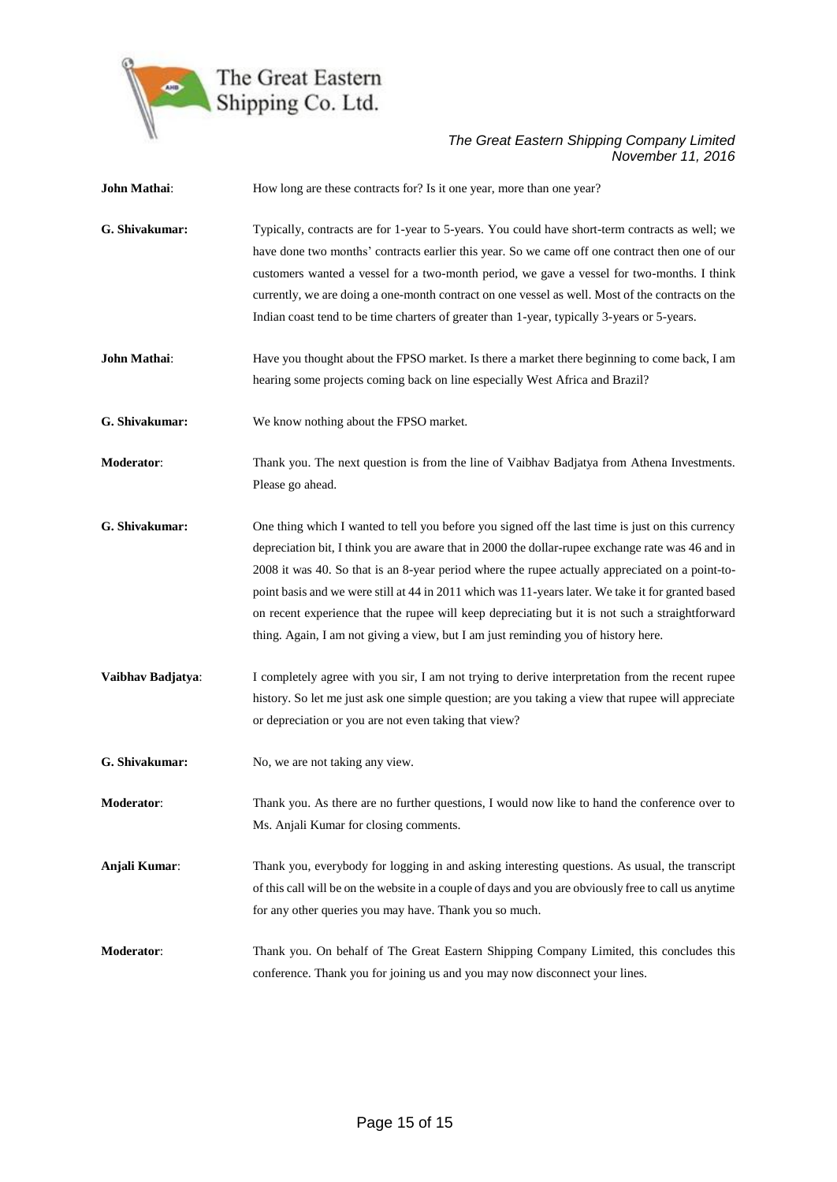**John Mathai**: How long are these contracts for? Is it one year, more than one year?

**G. Shivakumar:** Typically, contracts are for 1-year to 5-years. You could have short-term contracts as well; we have done two months' contracts earlier this year. So we came off one contract then one of our customers wanted a vessel for a two-month period, we gave a vessel for two-months. I think currently, we are doing a one-month contract on one vessel as well. Most of the contracts on the Indian coast tend to be time charters of greater than 1-year, typically 3-years or 5-years.

**John Mathai**: Have you thought about the FPSO market. Is there a market there beginning to come back, I am hearing some projects coming back on line especially West Africa and Brazil?

**G. Shivakumar:** We know nothing about the FPSO market.

**Moderator**: Thank you. The next question is from the line of Vaibhav Badjatya from Athena Investments. Please go ahead.

**G. Shivakumar:** One thing which I wanted to tell you before you signed off the last time is just on this currency depreciation bit, I think you are aware that in 2000 the dollar-rupee exchange rate was 46 and in 2008 it was 40. So that is an 8-year period where the rupee actually appreciated on a point-to-point basis and we were still at 44 in 2011 which was 11-years later. We take it for granted based on recent experience that the rupee will keep depreciating but it is not such a straightforward thing. Again, I am not giving a view, but I am just reminding you of history here.

**Vaibhav Badjatya**: I completely agree with you sir, I am not trying to derive interpretation from the recent rupee history. So let me just ask one simple question; are you taking a view that rupee will appreciate or depreciation or you are not even taking that view?

**G. Shivakumar:** No, we are not taking any view.

**Moderator**: Thank you. As there are no further questions, I would now like to hand the conference over to Ms. Anjali Kumar for closing comments.

**Anjali Kumar**: Thank you, everybody for logging in and asking interesting questions. As usual, the transcript of this call will be on the website in a couple of days and you are obviously free to call us anytime for any other queries you may have. Thank you so much.

**Moderator**: Thank you. On behalf of The Great Eastern Shipping Company Limited, this concludes this conference. Thank you for joining us and you may now disconnect your lines.